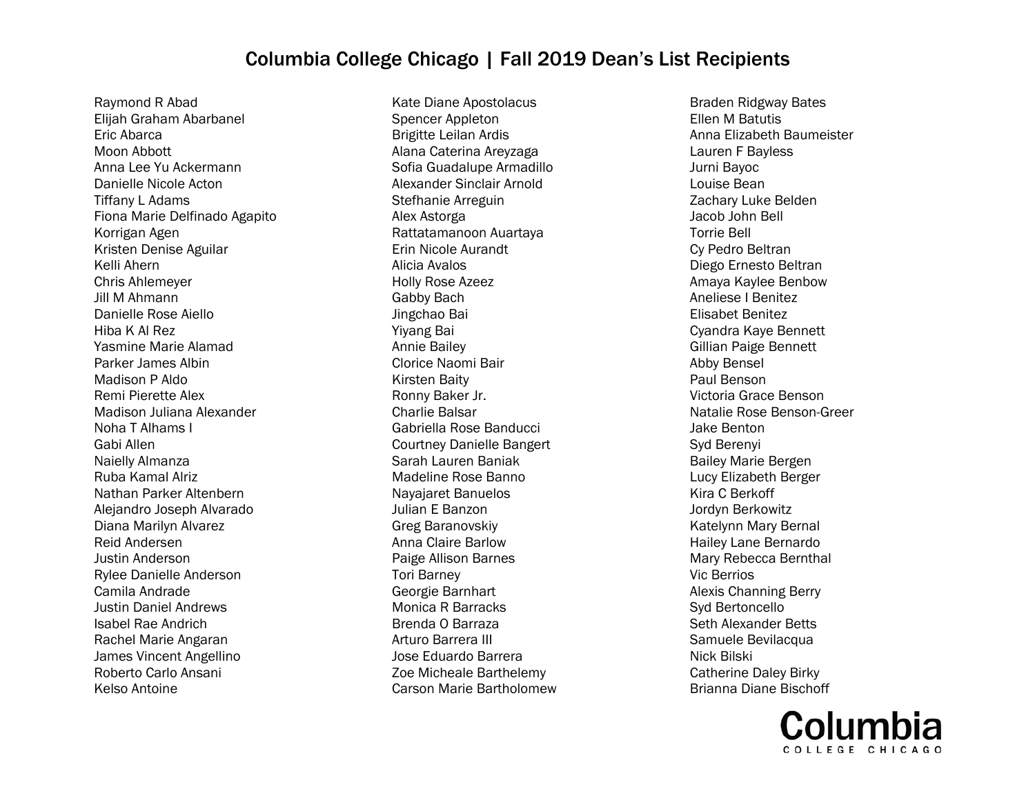# Columbia College Chicago | Fall 2019 Dean's List Recipients

Raymond R Abad
Elijah Graham Abarbanel
Eric Abarca
Moon Abbott
Anna Lee Yu Ackermann
Danielle Nicole Acton
Tiffany L Adams
Fiona Marie Delfinado Agapito
Korrigan Agen
Kristen Denise Aguilar
Kelli Ahern
Chris Ahlemeyer
Jill M Ahmann
Danielle Rose Aiello
Hiba K Al Rez
Yasmine Marie Alamad
Parker James Albin
Madison P Aldo
Remi Pierette Alex
Madison Juliana Alexander
Noha T Alhams I
Gabi Allen
Naielly Almanza
Ruba Kamal Alriz
Nathan Parker Altenbern
Alejandro Joseph Alvarado
Diana Marilyn Alvarez
Reid Andersen
Justin Anderson
Rylee Danielle Anderson
Camila Andrade
Justin Daniel Andrews
Isabel Rae Andrich
Rachel Marie Angaran
James Vincent Angellino
Roberto Carlo Ansani
Kelso Antoine
Kate Diane Apostolacus
Spencer Appleton
Brigitte Leilan Ardis
Alana Caterina Areyzaga
Sofia Guadalupe Armadillo
Alexander Sinclair Arnold
Stefhanie Arreguin
Alex Astorga
Rattatamanoon Auartaya
Erin Nicole Aurandt
Alicia Avalos
Holly Rose Azeez
Gabby Bach
Jingchao Bai
Yiyang Bai
Annie Bailey
Clorice Naomi Bair
Kirsten Baity
Ronny Baker Jr.
Charlie Balsar
Gabriella Rose Banducci
Courtney Danielle Bangert
Sarah Lauren Baniak
Madeline Rose Banno
Nayajaret Banuelos
Julian E Banzon
Greg Baranovskiy
Anna Claire Barlow
Paige Allison Barnes
Tori Barney
Georgie Barnhart
Monica R Barracks
Brenda O Barraza
Arturo Barrera III
Jose Eduardo Barrera
Zoe Micheale Barthelemy
Carson Marie Bartholomew
Braden Ridgway Bates
Ellen M Batutis
Anna Elizabeth Baumeister
Lauren F Bayless
Jurni Bayoc
Louise Bean
Zachary Luke Belden
Jacob John Bell
Torrie Bell
Cy Pedro Beltran
Diego Ernesto Beltran
Amaya Kaylee Benbow
Aneliese I Benitez
Elisabet Benitez
Cyandra Kaye Bennett
Gillian Paige Bennett
Abby Bensel
Paul Benson
Victoria Grace Benson
Natalie Rose Benson-Greer
Jake Benton
Syd Berenyi
Bailey Marie Bergen
Lucy Elizabeth Berger
Kira C Berkoff
Jordyn Berkowitz
Katelynn Mary Bernal
Hailey Lane Bernardo
Mary Rebecca Bernthal
Vic Berrios
Alexis Channing Berry
Syd Bertoncello
Seth Alexander Betts
Samuele Bevilacqua
Nick Bilski
Catherine Daley Birky
Brianna Diane Bischoff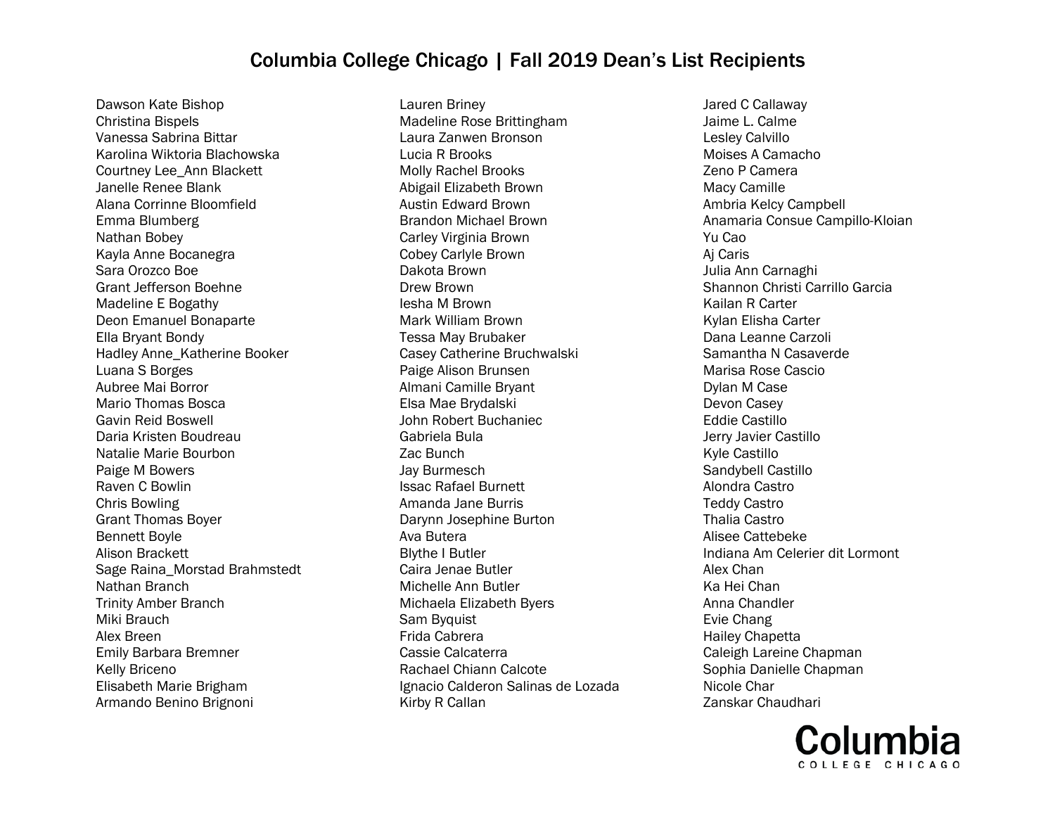# Columbia College Chicago | Fall 2019 Dean's List Recipients

Dawson Kate Bishop
Christina Bispels
Vanessa Sabrina Bittar
Karolina Wiktoria Blachowska
Courtney Lee_Ann Blackett
Janelle Renee Blank
Alana Corrinne Bloomfield
Emma Blumberg
Nathan Bobey
Kayla Anne Bocanegra
Sara Orozco Boe
Grant Jefferson Boehne
Madeline E Bogathy
Deon Emanuel Bonaparte
Ella Bryant Bondy
Hadley Anne_Katherine Booker
Luana S Borges
Aubree Mai Borror
Mario Thomas Bosca
Gavin Reid Boswell
Daria Kristen Boudreau
Natalie Marie Bourbon
Paige M Bowers
Raven C Bowlin
Chris Bowling
Grant Thomas Boyer
Bennett Boyle
Alison Brackett
Sage Raina_Morstad Brahmstedt
Nathan Branch
Trinity Amber Branch
Miki Brauch
Alex Breen
Emily Barbara Bremner
Kelly Briceno
Elisabeth Marie Brigham
Armando Benino Brignoni
Lauren Briney
Madeline Rose Brittingham
Laura Zanwen Bronson
Lucia R Brooks
Molly Rachel Brooks
Abigail Elizabeth Brown
Austin Edward Brown
Brandon Michael Brown
Carley Virginia Brown
Cobey Carlyle Brown
Dakota Brown
Drew Brown
Iesha M Brown
Mark William Brown
Tessa May Brubaker
Casey Catherine Bruchwalski
Paige Alison Brunsen
Almani Camille Bryant
Elsa Mae Brydalski
John Robert Buchaniec
Gabriela Bula
Zac Bunch
Jay Burmesch
Issac Rafael Burnett
Amanda Jane Burris
Darynn Josephine Burton
Ava Butera
Blythe I Butler
Caira Jenae Butler
Michelle Ann Butler
Michaela Elizabeth Byers
Sam Byquist
Frida Cabrera
Cassie Calcaterra
Rachael Chiann Calcote
Ignacio Calderon Salinas de Lozada
Kirby R Callan
Jared C Callaway
Jaime L. Calme
Lesley Calvillo
Moises A Camacho
Zeno P Camera
Macy Camille
Ambria Kelcy Campbell
Anamaria Consue Campillo-Kloian
Yu Cao
Aj Caris
Julia Ann Carnaghi
Shannon Christi Carrillo Garcia
Kailan R Carter
Kylan Elisha Carter
Dana Leanne Carzoli
Samantha N Casaverde
Marisa Rose Cascio
Dylan M Case
Devon Casey
Eddie Castillo
Jerry Javier Castillo
Kyle Castillo
Sandybell Castillo
Alondra Castro
Teddy Castro
Thalia Castro
Alisee Cattebeke
Indiana Am Celerier dit Lormont
Alex Chan
Ka Hei Chan
Anna Chandler
Evie Chang
Hailey Chapetta
Caleigh Lareine Chapman
Sophia Danielle Chapman
Nicole Char
Zanskar Chaudhari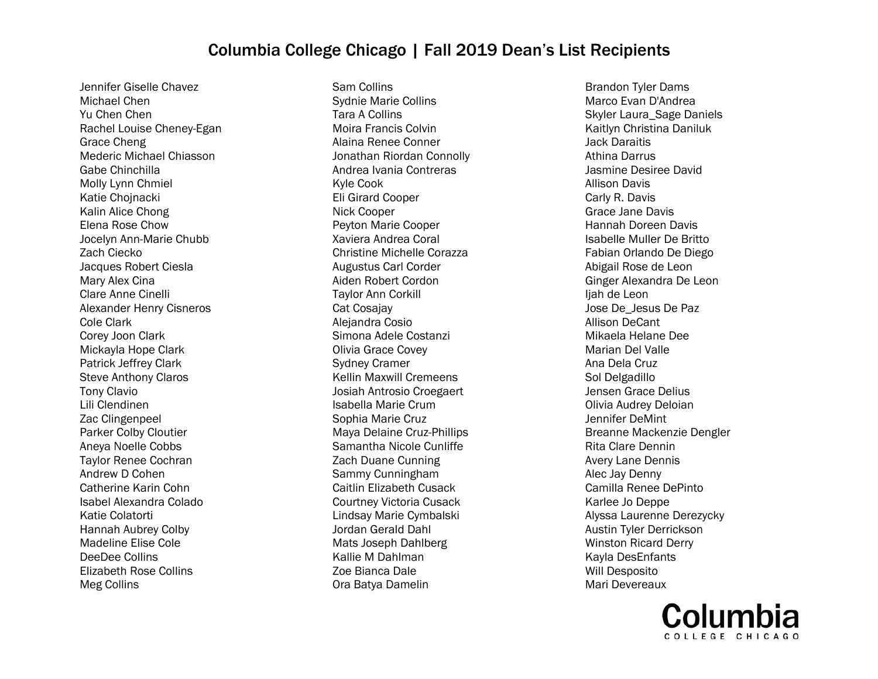# Columbia College Chicago | Fall 2019 Dean's List Recipients

Jennifer Giselle Chavez
Michael Chen
Yu Chen Chen
Rachel Louise Cheney-Egan
Grace Cheng
Mederic Michael Chiasson
Gabe Chinchilla
Molly Lynn Chmiel
Katie Chojnacki
Kalin Alice Chong
Elena Rose Chow
Jocelyn Ann-Marie Chubb
Zach Ciecko
Jacques Robert Ciesla
Mary Alex Cina
Clare Anne Cinelli
Alexander Henry Cisneros
Cole Clark
Corey Joon Clark
Mickayla Hope Clark
Patrick Jeffrey Clark
Steve Anthony Claros
Tony Clavio
Lili Clendinen
Zac Clingenpeel
Parker Colby Cloutier
Aneya Noelle Cobbs
Taylor Renee Cochran
Andrew D Cohen
Catherine Karin Cohn
Isabel Alexandra Colado
Katie Colatorti
Hannah Aubrey Colby
Madeline Elise Cole
DeeDee Collins
Elizabeth Rose Collins
Meg Collins
Sam Collins
Sydnie Marie Collins
Tara A Collins
Moira Francis Colvin
Alaina Renee Conner
Jonathan Riordan Connolly
Andrea Ivania Contreras
Kyle Cook
Eli Girard Cooper
Nick Cooper
Peyton Marie Cooper
Xaviera Andrea Coral
Christine Michelle Corazza
Augustus Carl Corder
Aiden Robert Cordon
Taylor Ann Corkill
Cat Cosajay
Alejandra Cosio
Simona Adele Costanzi
Olivia Grace Covey
Sydney Cramer
Kellin Maxwill Cremeens
Josiah Antrosio Croegaert
Isabella Marie Crum
Sophia Marie Cruz
Maya Delaine Cruz-Phillips
Samantha Nicole Cunliffe
Zach Duane Cunning
Sammy Cunningham
Caitlin Elizabeth Cusack
Courtney Victoria Cusack
Lindsay Marie Cymbalski
Jordan Gerald Dahl
Mats Joseph Dahlberg
Kallie M Dahlman
Zoe Bianca Dale
Ora Batya Damelin
Brandon Tyler Dams
Marco Evan D'Andrea
Skyler Laura_Sage Daniels
Kaitlyn Christina Daniluk
Jack Daraitis
Athina Darrus
Jasmine Desiree David
Allison Davis
Carly R. Davis
Grace Jane Davis
Hannah Doreen Davis
Isabelle Muller De Britto
Fabian Orlando De Diego
Abigail Rose de Leon
Ginger Alexandra De Leon
Ijah de Leon
Jose De_Jesus De Paz
Allison DeCant
Mikaela Helane Dee
Marian Del Valle
Ana Dela Cruz
Sol Delgadillo
Jensen Grace Delius
Olivia Audrey Deloian
Jennifer DeMint
Breanne Mackenzie Dengler
Rita Clare Dennin
Avery Lane Dennis
Alec Jay Denny
Camilla Renee DePinto
Karlee Jo Deppe
Alyssa Laurenne Derezycky
Austin Tyler Derrickson
Winston Ricard Derry
Kayla DesEnfants
Will Desposito
Mari Devereaux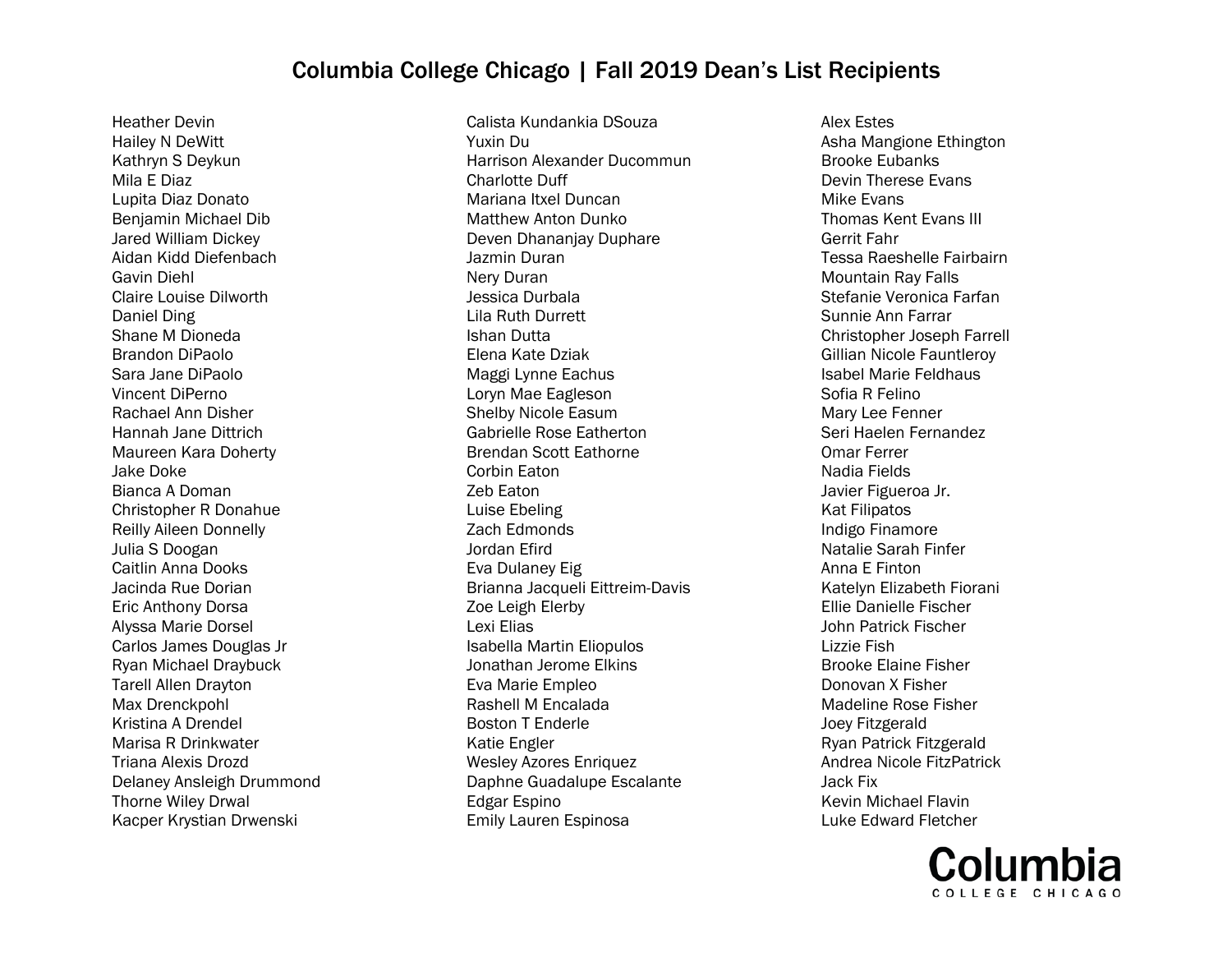# Columbia College Chicago | Fall 2019 Dean's List Recipients

Heather Devin
Hailey N DeWitt
Kathryn S Deykun
Mila E Diaz
Lupita Diaz Donato
Benjamin Michael Dib
Jared William Dickey
Aidan Kidd Diefenbach
Gavin Diehl
Claire Louise Dilworth
Daniel Ding
Shane M Dioneda
Brandon DiPaolo
Sara Jane DiPaolo
Vincent DiPerno
Rachael Ann Disher
Hannah Jane Dittrich
Maureen Kara Doherty
Jake Doke
Bianca A Doman
Christopher R Donahue
Reilly Aileen Donnelly
Julia S Doogan
Caitlin Anna Dooks
Jacinda Rue Dorian
Eric Anthony Dorsa
Alyssa Marie Dorsel
Carlos James Douglas Jr
Ryan Michael Draybuck
Tarell Allen Drayton
Max Drenckpohl
Kristina A Drendel
Marisa R Drinkwater
Triana Alexis Drozd
Delaney Ansleigh Drummond
Thorne Wiley Drwal
Kacper Krystian Drwenski
Calista Kundankia DSouza
Yuxin Du
Harrison Alexander Ducommun
Charlotte Duff
Mariana Itxel Duncan
Matthew Anton Dunko
Deven Dhananjay Duphare
Jazmin Duran
Nery Duran
Jessica Durbala
Lila Ruth Durrett
Ishan Dutta
Elena Kate Dziak
Maggi Lynne Eachus
Loryn Mae Eagleson
Shelby Nicole Easum
Gabrielle Rose Eatherton
Brendan Scott Eathorne
Corbin Eaton
Zeb Eaton
Luise Ebeling
Zach Edmonds
Jordan Efird
Eva Dulaney Eig
Brianna Jacqueli Eittreim-Davis
Zoe Leigh Elerby
Lexi Elias
Isabella Martin Eliopulos
Jonathan Jerome Elkins
Eva Marie Empleo
Rashell M Encalada
Boston T Enderle
Katie Engler
Wesley Azores Enriquez
Daphne Guadalupe Escalante
Edgar Espino
Emily Lauren Espinosa
Alex Estes
Asha Mangione Ethington
Brooke Eubanks
Devin Therese Evans
Mike Evans
Thomas Kent Evans III
Gerrit Fahr
Tessa Raeshelle Fairbairn
Mountain Ray Falls
Stefanie Veronica Farfan
Sunnie Ann Farrar
Christopher Joseph Farrell
Gillian Nicole Fauntleroy
Isabel Marie Feldhaus
Sofia R Felino
Mary Lee Fenner
Seri Haelen Fernandez
Omar Ferrer
Nadia Fields
Javier Figueroa Jr.
Kat Filipatos
Indigo Finamore
Natalie Sarah Finfer
Anna E Finton
Katelyn Elizabeth Fiorani
Ellie Danielle Fischer
John Patrick Fischer
Lizzie Fish
Brooke Elaine Fisher
Donovan X Fisher
Madeline Rose Fisher
Joey Fitzgerald
Ryan Patrick Fitzgerald
Andrea Nicole FitzPatrick
Jack Fix
Kevin Michael Flavin
Luke Edward Fletcher

Columbia
COLLEGE CHICAGO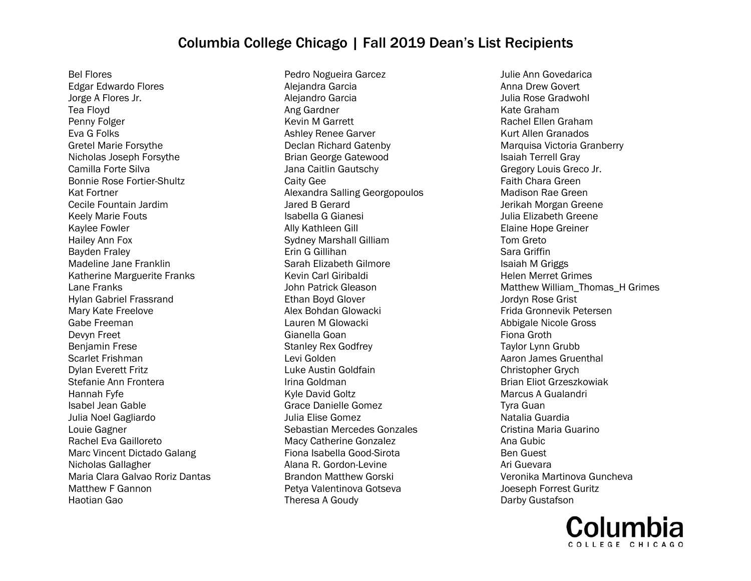# Columbia College Chicago | Fall 2019 Dean's List Recipients

Bel Flores
Edgar Edwardo Flores
Jorge A Flores Jr.
Tea Floyd
Penny Folger
Eva G Folks
Gretel Marie Forsythe
Nicholas Joseph Forsythe
Camilla Forte Silva
Bonnie Rose Fortier-Shultz
Kat Fortner
Cecile Fountain Jardim
Keely Marie Fouts
Kaylee Fowler
Hailey Ann Fox
Bayden Fraley
Madeline Jane Franklin
Katherine Marguerite Franks
Lane Franks
Hylan Gabriel Frassrand
Mary Kate Freelove
Gabe Freeman
Devyn Freet
Benjamin Frese
Scarlet Frishman
Dylan Everett Fritz
Stefanie Ann Frontera
Hannah Fyfe
Isabel Jean Gable
Julia Noel Gagliardo
Louie Gagner
Rachel Eva Gailloreto
Marc Vincent Dictado Galang
Nicholas Gallagher
Maria Clara Galvao Roriz Dantas
Matthew F Gannon
Haotian Gao
Pedro Nogueira Garcez
Alejandra Garcia
Alejandro Garcia
Ang Gardner
Kevin M Garrett
Ashley Renee Garver
Declan Richard Gatenby
Brian George Gatewood
Jana Caitlin Gautschy
Caity Gee
Alexandra Salling Georgopoulos
Jared B Gerard
Isabella G Gianesi
Ally Kathleen Gill
Sydney Marshall Gilliam
Erin G Gillihan
Sarah Elizabeth Gilmore
Kevin Carl Giribaldi
John Patrick Gleason
Ethan Boyd Glover
Alex Bohdan Glowacki
Lauren M Glowacki
Gianella Goan
Stanley Rex Godfrey
Levi Golden
Luke Austin Goldfain
Irina Goldman
Kyle David Goltz
Grace Danielle Gomez
Julia Elise Gomez
Sebastian Mercedes Gonzales
Macy Catherine Gonzalez
Fiona Isabella Good-Sirota
Alana R. Gordon-Levine
Brandon Matthew Gorski
Petya Valentinova Gotseva
Theresa A Goudy
Julie Ann Govedarica
Anna Drew Govert
Julia Rose Gradwohl
Kate Graham
Rachel Ellen Graham
Kurt Allen Granados
Marquisa Victoria Granberry
Isaiah Terrell Gray
Gregory Louis Greco Jr.
Faith Chara Green
Madison Rae Green
Jerikah Morgan Greene
Julia Elizabeth Greene
Elaine Hope Greiner
Tom Greto
Sara Griffin
Isaiah M Griggs
Helen Merret Grimes
Matthew William_Thomas_H Grimes
Jordyn Rose Grist
Frida Gronnevik Petersen
Abbigale Nicole Gross
Fiona Groth
Taylor Lynn Grubb
Aaron James Gruenthal
Christopher Grych
Brian Eliot Grzeszkowiak
Marcus A Gualandri
Tyra Guan
Natalia Guardia
Cristina Maria Guarino
Ana Gubic
Ben Guest
Ari Guevara
Veronika Martinova Guncheva
Joeseph Forrest Guritz
Darby Gustafson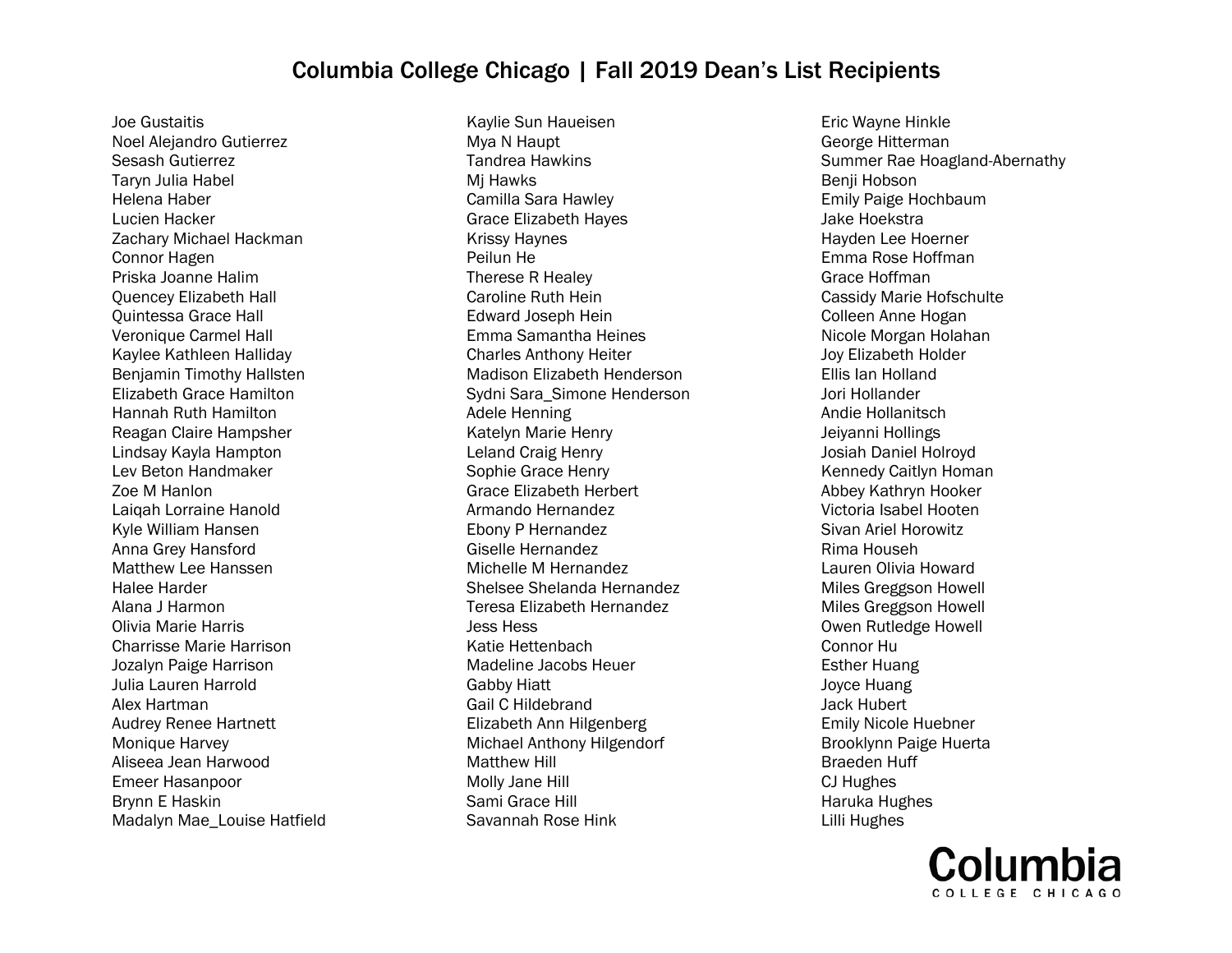# Columbia College Chicago | Fall 2019 Dean's List Recipients

Joe Gustaitis
Noel Alejandro Gutierrez
Sesash Gutierrez
Taryn Julia Habel
Helena Haber
Lucien Hacker
Zachary Michael Hackman
Connor Hagen
Priska Joanne Halim
Quencey Elizabeth Hall
Quintessa Grace Hall
Veronique Carmel Hall
Kaylee Kathleen Halliday
Benjamin Timothy Hallsten
Elizabeth Grace Hamilton
Hannah Ruth Hamilton
Reagan Claire Hampsher
Lindsay Kayla Hampton
Lev Beton Handmaker
Zoe M Hanlon
Laiqah Lorraine Hanold
Kyle William Hansen
Anna Grey Hansford
Matthew Lee Hanssen
Halee Harder
Alana J Harmon
Olivia Marie Harris
Charrisse Marie Harrison
Jozalyn Paige Harrison
Julia Lauren Harrold
Alex Hartman
Audrey Renee Hartnett
Monique Harvey
Aliseea Jean Harwood
Emeer Hasanpoor
Brynn E Haskin
Madalyn Mae_Louise Hatfield
Kaylie Sun Haueisen
Mya N Haupt
Tandrea Hawkins
Mj Hawks
Camilla Sara Hawley
Grace Elizabeth Hayes
Krissy Haynes
Peilun He
Therese R Healey
Caroline Ruth Hein
Edward Joseph Hein
Emma Samantha Heines
Charles Anthony Heiter
Madison Elizabeth Henderson
Sydni Sara_Simone Henderson
Adele Henning
Katelyn Marie Henry
Leland Craig Henry
Sophie Grace Henry
Grace Elizabeth Herbert
Armando Hernandez
Ebony P Hernandez
Giselle Hernandez
Michelle M Hernandez
Shelsee Shelanda Hernandez
Teresa Elizabeth Hernandez
Jess Hess
Katie Hettenbach
Madeline Jacobs Heuer
Gabby Hiatt
Gail C Hildebrand
Elizabeth Ann Hilgenberg
Michael Anthony Hilgendorf
Matthew Hill
Molly Jane Hill
Sami Grace Hill
Savannah Rose Hink
Eric Wayne Hinkle
George Hitterman
Summer Rae Hoagland-Abernathy
Benji Hobson
Emily Paige Hochbaum
Jake Hoekstra
Hayden Lee Hoerner
Emma Rose Hoffman
Grace Hoffman
Cassidy Marie Hofschulte
Colleen Anne Hogan
Nicole Morgan Holahan
Joy Elizabeth Holder
Ellis Ian Holland
Jori Hollander
Andie Hollanitsch
Jeiyanni Hollings
Josiah Daniel Holroyd
Kennedy Caitlyn Homan
Abbey Kathryn Hooker
Victoria Isabel Hooten
Sivan Ariel Horowitz
Rima Househ
Lauren Olivia Howard
Miles Greggson Howell
Miles Greggson Howell
Owen Rutledge Howell
Connor Hu
Esther Huang
Joyce Huang
Jack Hubert
Emily Nicole Huebner
Brooklynn Paige Huerta
Braeden Huff
CJ Hughes
Haruka Hughes
Lilli Hughes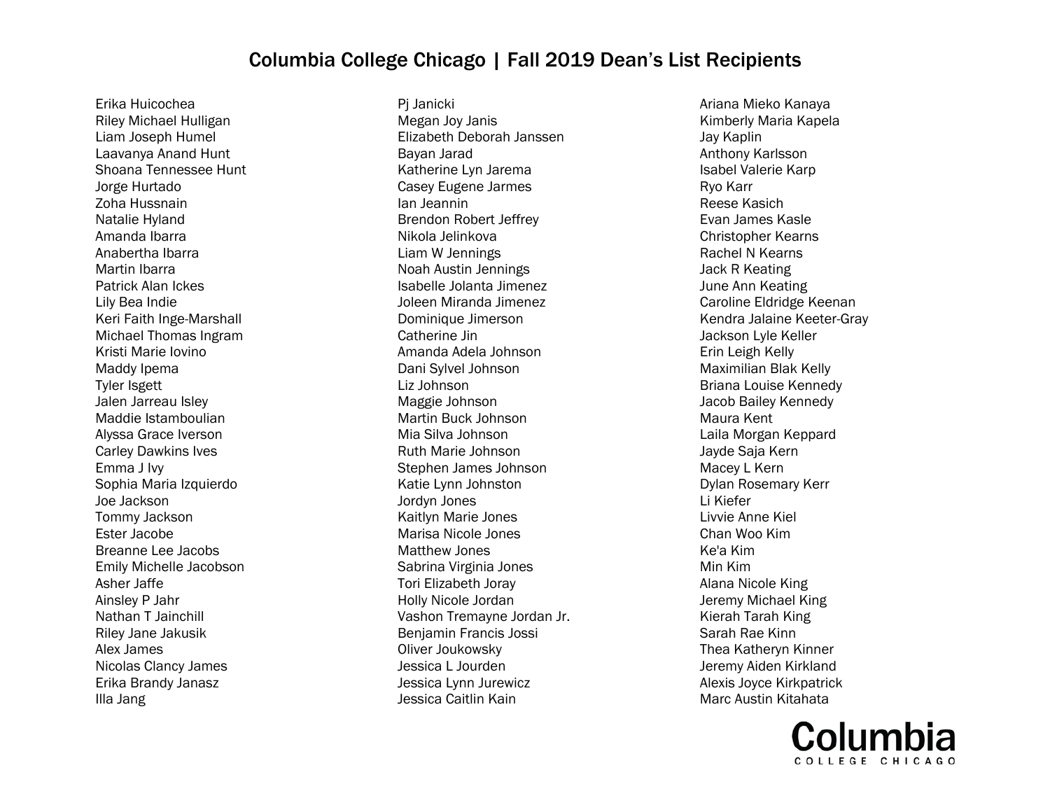# Columbia College Chicago | Fall 2019 Dean's List Recipients

Erika Huicochea
Riley Michael Hulligan
Liam Joseph Humel
Laavanya Anand Hunt
Shoana Tennessee Hunt
Jorge Hurtado
Zoha Hussnain
Natalie Hyland
Amanda Ibarra
Anabertha Ibarra
Martin Ibarra
Patrick Alan Ickes
Lily Bea Indie
Keri Faith Inge-Marshall
Michael Thomas Ingram
Kristi Marie Iovino
Maddy Ipema
Tyler Isgett
Jalen Jarreau Isley
Maddie Istamboulian
Alyssa Grace Iverson
Carley Dawkins Ives
Emma J Ivy
Sophia Maria Izquierdo
Joe Jackson
Tommy Jackson
Ester Jacobe
Breanne Lee Jacobs
Emily Michelle Jacobson
Asher Jaffe
Ainsley P Jahr
Nathan T Jainchill
Riley Jane Jakusik
Alex James
Nicolas Clancy James
Erika Brandy Janasz
Illa Jang
Pj Janicki
Megan Joy Janis
Elizabeth Deborah Janssen
Bayan Jarad
Katherine Lyn Jarema
Casey Eugene Jarmes
Ian Jeannin
Brendon Robert Jeffrey
Nikola Jelinkova
Liam W Jennings
Noah Austin Jennings
Isabelle Jolanta Jimenez
Joleen Miranda Jimenez
Dominique Jimerson
Catherine Jin
Amanda Adela Johnson
Dani Sylvel Johnson
Liz Johnson
Maggie Johnson
Martin Buck Johnson
Mia Silva Johnson
Ruth Marie Johnson
Stephen James Johnson
Katie Lynn Johnston
Jordyn Jones
Kaitlyn Marie Jones
Marisa Nicole Jones
Matthew Jones
Sabrina Virginia Jones
Tori Elizabeth Joray
Holly Nicole Jordan
Vashon Tremayne Jordan Jr.
Benjamin Francis Jossi
Oliver Joukowsky
Jessica L Jourden
Jessica Lynn Jurewicz
Jessica Caitlin Kain
Ariana Mieko Kanaya
Kimberly Maria Kapela
Jay Kaplin
Anthony Karlsson
Isabel Valerie Karp
Ryo Karr
Reese Kasich
Evan James Kasle
Christopher Kearns
Rachel N Kearns
Jack R Keating
June Ann Keating
Caroline Eldridge Keenan
Kendra Jalaine Keeter-Gray
Jackson Lyle Keller
Erin Leigh Kelly
Maximilian Blak Kelly
Briana Louise Kennedy
Jacob Bailey Kennedy
Maura Kent
Laila Morgan Keppard
Jayde Saja Kern
Macey L Kern
Dylan Rosemary Kerr
Li Kiefer
Livvie Anne Kiel
Chan Woo Kim
Ke'a Kim
Min Kim
Alana Nicole King
Jeremy Michael King
Kierah Tarah King
Sarah Rae Kinn
Thea Katheryn Kinner
Jeremy Aiden Kirkland
Alexis Joyce Kirkpatrick
Marc Austin Kitahata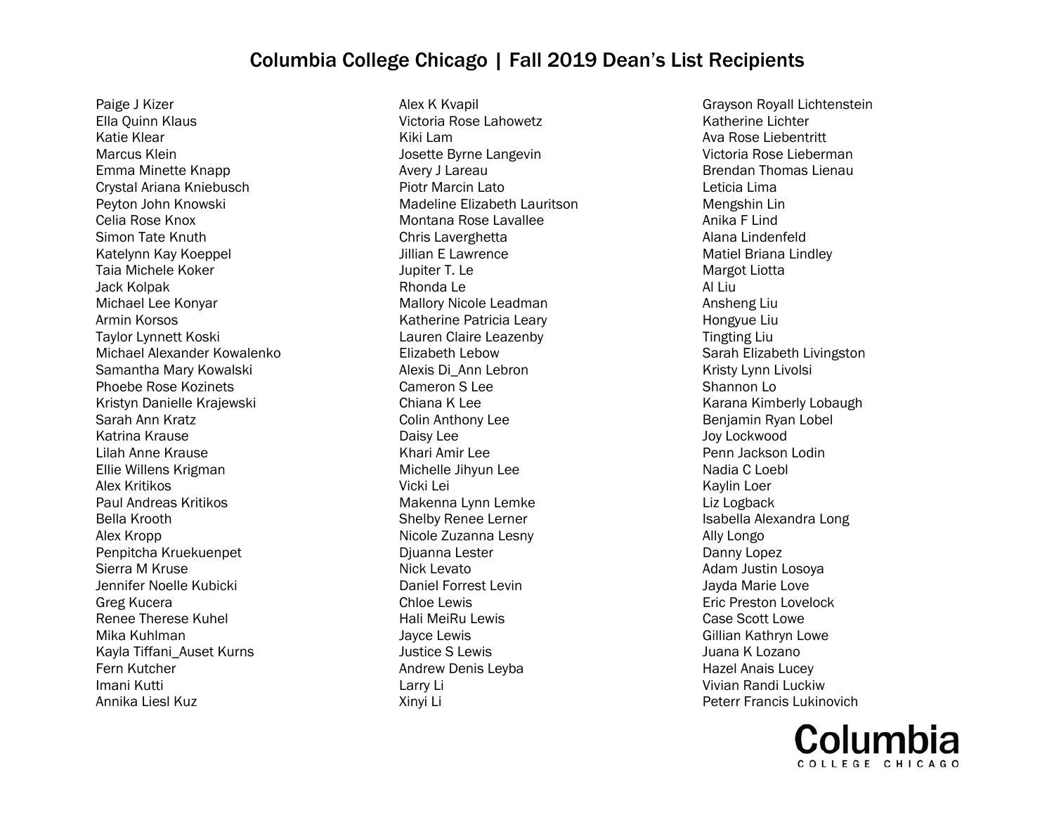# Columbia College Chicago | Fall 2019 Dean's List Recipients

Paige J Kizer
Ella Quinn Klaus
Katie Klear
Marcus Klein
Emma Minette Knapp
Crystal Ariana Kniebusch
Peyton John Knowski
Celia Rose Knox
Simon Tate Knuth
Katelynn Kay Koeppel
Taia Michele Koker
Jack Kolpak
Michael Lee Konyar
Armin Korsos
Taylor Lynnett Koski
Michael Alexander Kowalenko
Samantha Mary Kowalski
Phoebe Rose Kozinets
Kristyn Danielle Krajewski
Sarah Ann Kratz
Katrina Krause
Lilah Anne Krause
Ellie Willens Krigman
Alex Kritikos
Paul Andreas Kritikos
Bella Krooth
Alex Kropp
Penpitcha Kruekuenpet
Sierra M Kruse
Jennifer Noelle Kubicki
Greg Kucera
Renee Therese Kuhel
Mika Kuhlman
Kayla Tiffani_Auset Kurns
Fern Kutcher
Imani Kutti
Annika Liesl Kuz
Alex K Kvapil
Victoria Rose Lahowetz
Kiki Lam
Josette Byrne Langevin
Avery J Lareau
Piotr Marcin Lato
Madeline Elizabeth Lauritson
Montana Rose Lavallee
Chris Laverghetta
Jillian E Lawrence
Jupiter T. Le
Rhonda Le
Mallory Nicole Leadman
Katherine Patricia Leary
Lauren Claire Leazenby
Elizabeth Lebow
Alexis Di_Ann Lebron
Cameron S Lee
Chiana K Lee
Colin Anthony Lee
Daisy Lee
Khari Amir Lee
Michelle Jihyun Lee
Vicki Lei
Makenna Lynn Lemke
Shelby Renee Lerner
Nicole Zuzanna Lesny
Djuanna Lester
Nick Levato
Daniel Forrest Levin
Chloe Lewis
Hali MeiRu Lewis
Jayce Lewis
Justice S Lewis
Andrew Denis Leyba
Larry Li
Xinyi Li
Grayson Royall Lichtenstein
Katherine Lichter
Ava Rose Liebentritt
Victoria Rose Lieberman
Brendan Thomas Lienau
Leticia Lima
Mengshin Lin
Anika F Lind
Alana Lindenfeld
Matiel Briana Lindley
Margot Liotta
Al Liu
Ansheng Liu
Hongyue Liu
Tingting Liu
Sarah Elizabeth Livingston
Kristy Lynn Livolsi
Shannon Lo
Karana Kimberly Lobaugh
Benjamin Ryan Lobel
Joy Lockwood
Penn Jackson Lodin
Nadia C Loebl
Kaylin Loer
Liz Logback
Isabella Alexandra Long
Ally Longo
Danny Lopez
Adam Justin Losoya
Jayda Marie Love
Eric Preston Lovelock
Case Scott Lowe
Gillian Kathryn Lowe
Juana K Lozano
Hazel Anais Lucey
Vivian Randi Luckiw
Peterr Francis Lukinovich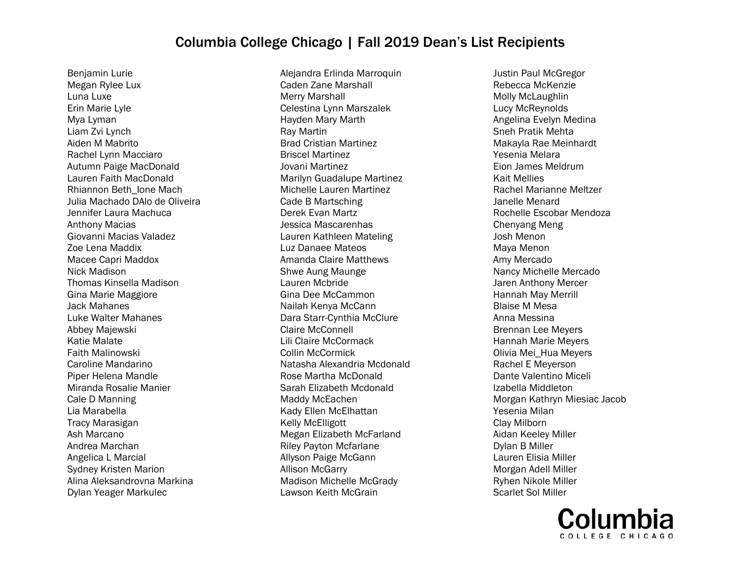# Columbia College Chicago | Fall 2019 Dean's List Recipients

Benjamin Lurie
Megan Rylee Lux
Luna Luxe
Erin Marie Lyle
Mya Lyman
Liam Zvi Lynch
Aiden M Mabrito
Rachel Lynn Macciaro
Autumn Paige MacDonald
Lauren Faith MacDonald
Rhiannon Beth_Ione Mach
Julia Machado DAlo de Oliveira
Jennifer Laura Machuca
Anthony Macias
Giovanni Macias Valadez
Zoe Lena Maddix
Macee Capri Maddox
Nick Madison
Thomas Kinsella Madison
Gina Marie Maggiore
Jack Mahanes
Luke Walter Mahanes
Abbey Majewski
Katie Malate
Faith Malinowski
Caroline Mandarino
Piper Helena Mandle
Miranda Rosalie Manier
Cale D Manning
Lia Marabella
Tracy Marasigan
Ash Marcano
Andrea Marchan
Angelica L Marcial
Sydney Kristen Marion
Alina Aleksandrovna Markina
Dylan Yeager Markulec
Alejandra Erlinda Marroquin
Caden Zane Marshall
Merry Marshall
Celestina Lynn Marszalek
Hayden Mary Marth
Ray Martin
Brad Cristian Martinez
Briscel Martinez
Jovani Martinez
Marilyn Guadalupe Martinez
Michelle Lauren Martinez
Cade B Martsching
Derek Evan Martz
Jessica Mascarenhas
Lauren Kathleen Mateling
Luz Danaee Mateos
Amanda Claire Matthews
Shwe Aung Maunge
Lauren Mcbride
Gina Dee McCammon
Nailah Kenya McCann
Dara Starr-Cynthia McClure
Claire McConnell
Lili Claire McCormack
Collin McCormick
Natasha Alexandria Mcdonald
Rose Martha McDonald
Sarah Elizabeth Mcdonald
Maddy McEachen
Kady Ellen McElhattan
Kelly McElligott
Megan Elizabeth McFarland
Riley Payton Mcfarlane
Allyson Paige McGann
Allison McGarry
Madison Michelle McGrady
Lawson Keith McGrain
Justin Paul McGregor
Rebecca McKenzie
Molly McLaughlin
Lucy McReynolds
Angelina Evelyn Medina
Sneh Pratik Mehta
Makayla Rae Meinhardt
Yesenia Melara
Eion James Meldrum
Kait Mellies
Rachel Marianne Meltzer
Janelle Menard
Rochelle Escobar Mendoza
Chenyang Meng
Josh Menon
Maya Menon
Amy Mercado
Nancy Michelle Mercado
Jaren Anthony Mercer
Hannah May Merrill
Blaise M Mesa
Anna Messina
Brennan Lee Meyers
Hannah Marie Meyers
Olivia Mei_Hua Meyers
Rachel E Meyerson
Dante Valentino Miceli
Izabella Middleton
Morgan Kathryn Miesiac Jacob
Yesenia Milan
Clay Milborn
Aidan Keeley Miller
Dylan B Miller
Lauren Elisia Miller
Morgan Adell Miller
Ryhen Nikole Miller
Scarlet Sol Miller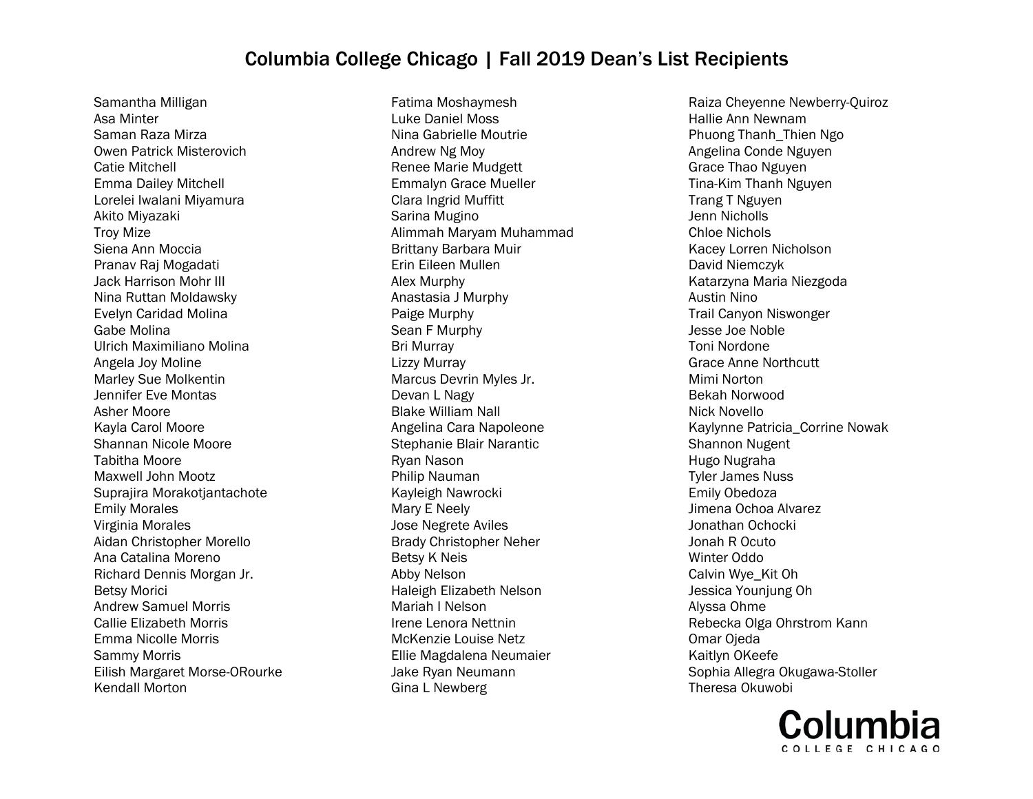# Columbia College Chicago | Fall 2019 Dean's List Recipients

Samantha Milligan
Asa Minter
Saman Raza Mirza
Owen Patrick Misterovich
Catie Mitchell
Emma Dailey Mitchell
Lorelei Iwalani Miyamura
Akito Miyazaki
Troy Mize
Siena Ann Moccia
Pranav Raj Mogadati
Jack Harrison Mohr III
Nina Ruttan Moldawsky
Evelyn Caridad Molina
Gabe Molina
Ulrich Maximiliano Molina
Angela Joy Moline
Marley Sue Molkentin
Jennifer Eve Montas
Asher Moore
Kayla Carol Moore
Shannan Nicole Moore
Tabitha Moore
Maxwell John Mootz
Suprajira Morakotjantachote
Emily Morales
Virginia Morales
Aidan Christopher Morello
Ana Catalina Moreno
Richard Dennis Morgan Jr.
Betsy Morici
Andrew Samuel Morris
Callie Elizabeth Morris
Emma Nicolle Morris
Sammy Morris
Eilish Margaret Morse-ORourke
Kendall Morton
Fatima Moshaymesh
Luke Daniel Moss
Nina Gabrielle Moutrie
Andrew Ng Moy
Renee Marie Mudgett
Emmalyn Grace Mueller
Clara Ingrid Muffitt
Sarina Mugino
Alimmah Maryam Muhammad
Brittany Barbara Muir
Erin Eileen Mullen
Alex Murphy
Anastasia J Murphy
Paige Murphy
Sean F Murphy
Bri Murray
Lizzy Murray
Marcus Devrin Myles Jr.
Devan L Nagy
Blake William Nall
Angelina Cara Napoleone
Stephanie Blair Narantic
Ryan Nason
Philip Nauman
Kayleigh Nawrocki
Mary E Neely
Jose Negrete Aviles
Brady Christopher Neher
Betsy K Neis
Abby Nelson
Haleigh Elizabeth Nelson
Mariah I Nelson
Irene Lenora Nettnin
McKenzie Louise Netz
Ellie Magdalena Neumaier
Jake Ryan Neumann
Gina L Newberg
Raiza Cheyenne Newberry-Quiroz
Hallie Ann Newnam
Phuong Thanh_Thien Ngo
Angelina Conde Nguyen
Grace Thao Nguyen
Tina-Kim Thanh Nguyen
Trang T Nguyen
Jenn Nicholls
Chloe Nichols
Kacey Lorren Nicholson
David Niemczyk
Katarzyna Maria Niezgoda
Austin Nino
Trail Canyon Niswonger
Jesse Joe Noble
Toni Nordone
Grace Anne Northcutt
Mimi Norton
Bekah Norwood
Nick Novello
Kaylynne Patricia_Corrine Nowak
Shannon Nugent
Hugo Nugraha
Tyler James Nuss
Emily Obedoza
Jimena Ochoa Alvarez
Jonathan Ochocki
Jonah R Ocuto
Winter Oddo
Calvin Wye_Kit Oh
Jessica Younjung Oh
Alyssa Ohme
Rebecka Olga Ohrstrom Kann
Omar Ojeda
Kaitlyn OKeefe
Sophia Allegra Okugawa-Stoller
Theresa Okuwobi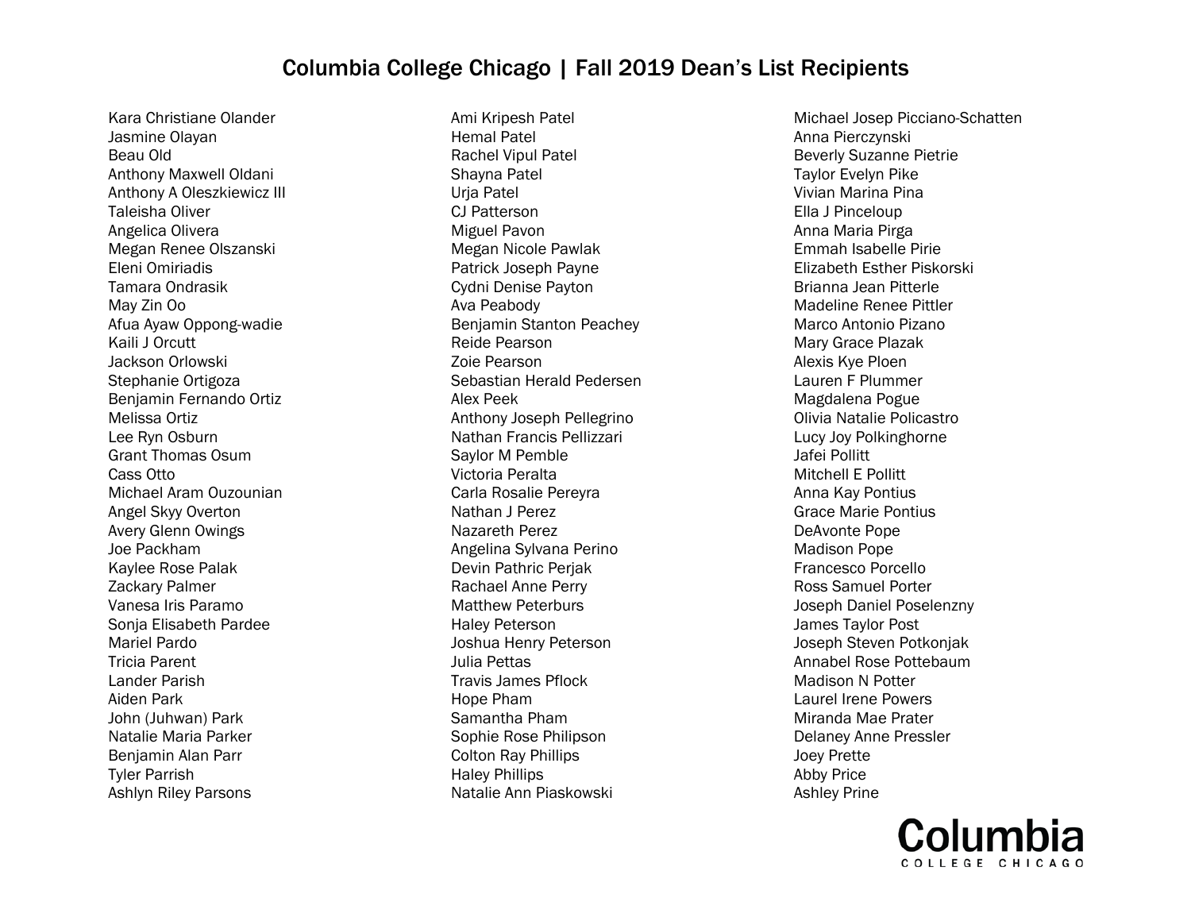# Columbia College Chicago | Fall 2019 Dean's List Recipients

Kara Christiane Olander
Jasmine Olayan
Beau Old
Anthony Maxwell Oldani
Anthony A Oleszkiewicz III
Taleisha Oliver
Angelica Olivera
Megan Renee Olszanski
Eleni Omiriadis
Tamara Ondrasik
May Zin Oo
Afua Ayaw Oppong-wadie
Kaili J Orcutt
Jackson Orlowski
Stephanie Ortigoza
Benjamin Fernando Ortiz
Melissa Ortiz
Lee Ryn Osburn
Grant Thomas Osum
Cass Otto
Michael Aram Ouzounian
Angel Skyy Overton
Avery Glenn Owings
Joe Packham
Kaylee Rose Palak
Zackary Palmer
Vanesa Iris Paramo
Sonja Elisabeth Pardee
Mariel Pardo
Tricia Parent
Lander Parish
Aiden Park
John (Juhwan) Park
Natalie Maria Parker
Benjamin Alan Parr
Tyler Parrish
Ashlyn Riley Parsons
Ami Kripesh Patel
Hemal Patel
Rachel Vipul Patel
Shayna Patel
Urja Patel
CJ Patterson
Miguel Pavon
Megan Nicole Pawlak
Patrick Joseph Payne
Cydni Denise Payton
Ava Peabody
Benjamin Stanton Peachey
Reide Pearson
Zoie Pearson
Sebastian Herald Pedersen
Alex Peek
Anthony Joseph Pellegrino
Nathan Francis Pellizzari
Saylor M Pemble
Victoria Peralta
Carla Rosalie Pereyra
Nathan J Perez
Nazareth Perez
Angelina Sylvana Perino
Devin Pathric Perjak
Rachael Anne Perry
Matthew Peterburs
Haley Peterson
Joshua Henry Peterson
Julia Pettas
Travis James Pflock
Hope Pham
Samantha Pham
Sophie Rose Philipson
Colton Ray Phillips
Haley Phillips
Natalie Ann Piaskowski
Michael Josep Picciano-Schatten
Anna Pierczynski
Beverly Suzanne Pietrie
Taylor Evelyn Pike
Vivian Marina Pina
Ella J Pinceloup
Anna Maria Pirga
Emmah Isabelle Pirie
Elizabeth Esther Piskorski
Brianna Jean Pitterle
Madeline Renee Pittler
Marco Antonio Pizano
Mary Grace Plazak
Alexis Kye Ploen
Lauren F Plummer
Magdalena Pogue
Olivia Natalie Policastro
Lucy Joy Polkinghorne
Jafei Pollitt
Mitchell E Pollitt
Anna Kay Pontius
Grace Marie Pontius
DeAvonte Pope
Madison Pope
Francesco Porcello
Ross Samuel Porter
Joseph Daniel Poselenzny
James Taylor Post
Joseph Steven Potkonjak
Annabel Rose Pottebaum
Madison N Potter
Laurel Irene Powers
Miranda Mae Prater
Delaney Anne Pressler
Joey Prette
Abby Price
Ashley Prine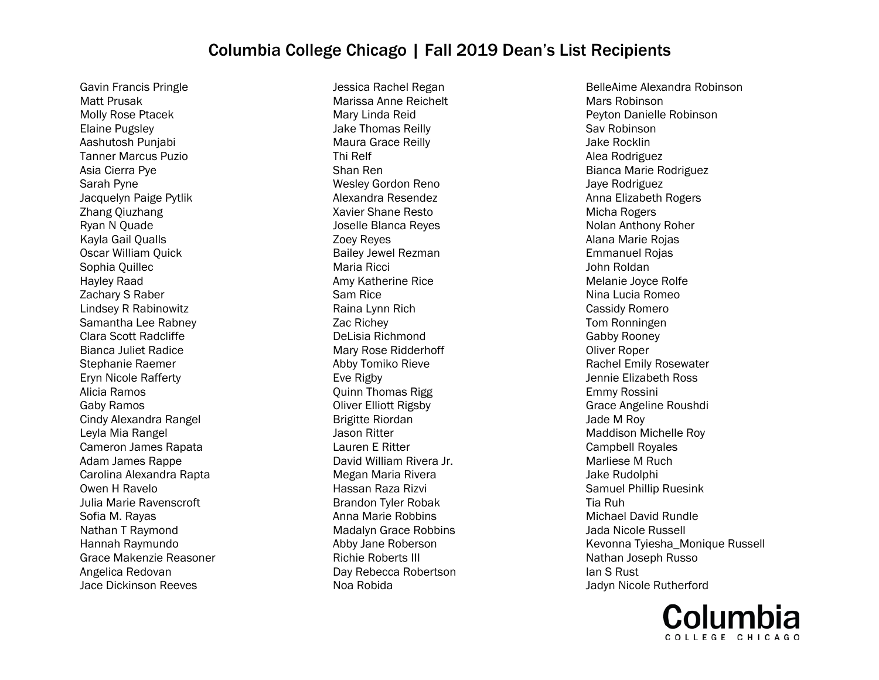# Columbia College Chicago | Fall 2019 Dean's List Recipients

Gavin Francis Pringle
Matt Prusak
Molly Rose Ptacek
Elaine Pugsley
Aashutosh Punjabi
Tanner Marcus Puzio
Asia Cierra Pye
Sarah Pyne
Jacquelyn Paige Pytlik
Zhang Qiuzhang
Ryan N Quade
Kayla Gail Qualls
Oscar William Quick
Sophia Quillec
Hayley Raad
Zachary S Raber
Lindsey R Rabinowitz
Samantha Lee Rabney
Clara Scott Radcliffe
Bianca Juliet Radice
Stephanie Raemer
Eryn Nicole Rafferty
Alicia Ramos
Gaby Ramos
Cindy Alexandra Rangel
Leyla Mia Rangel
Cameron James Rapata
Adam James Rappe
Carolina Alexandra Rapta
Owen H Ravelo
Julia Marie Ravenscroft
Sofia M. Rayas
Nathan T Raymond
Hannah Raymundo
Grace Makenzie Reasoner
Angelica Redovan
Jace Dickinson Reeves
Jessica Rachel Regan
Marissa Anne Reichelt
Mary Linda Reid
Jake Thomas Reilly
Maura Grace Reilly
Thi Relf
Shan Ren
Wesley Gordon Reno
Alexandra Resendez
Xavier Shane Resto
Joselle Blanca Reyes
Zoey Reyes
Bailey Jewel Rezman
Maria Ricci
Amy Katherine Rice
Sam Rice
Raina Lynn Rich
Zac Richey
DeLisia Richmond
Mary Rose Ridderhoff
Abby Tomiko Rieve
Eve Rigby
Quinn Thomas Rigg
Oliver Elliott Rigsby
Brigitte Riordan
Jason Ritter
Lauren E Ritter
David William Rivera Jr.
Megan Maria Rivera
Hassan Raza Rizvi
Brandon Tyler Robak
Anna Marie Robbins
Madalyn Grace Robbins
Abby Jane Roberson
Richie Roberts III
Day Rebecca Robertson
Noa Robida
BelleAime Alexandra Robinson
Mars Robinson
Peyton Danielle Robinson
Sav Robinson
Jake Rocklin
Alea Rodriguez
Bianca Marie Rodriguez
Jaye Rodriguez
Anna Elizabeth Rogers
Micha Rogers
Nolan Anthony Roher
Alana Marie Rojas
Emmanuel Rojas
John Roldan
Melanie Joyce Rolfe
Nina Lucia Romeo
Cassidy Romero
Tom Ronningen
Gabby Rooney
Oliver Roper
Rachel Emily Rosewater
Jennie Elizabeth Ross
Emmy Rossini
Grace Angeline Roushdi
Jade M Roy
Maddison Michelle Roy
Campbell Royales
Marliese M Ruch
Jake Rudolphi
Samuel Phillip Ruesink
Tia Ruh
Michael David Rundle
Jada Nicole Russell
Kevonna Tyiesha_Monique Russell
Nathan Joseph Russo
Ian S Rust
Jadyn Nicole Rutherford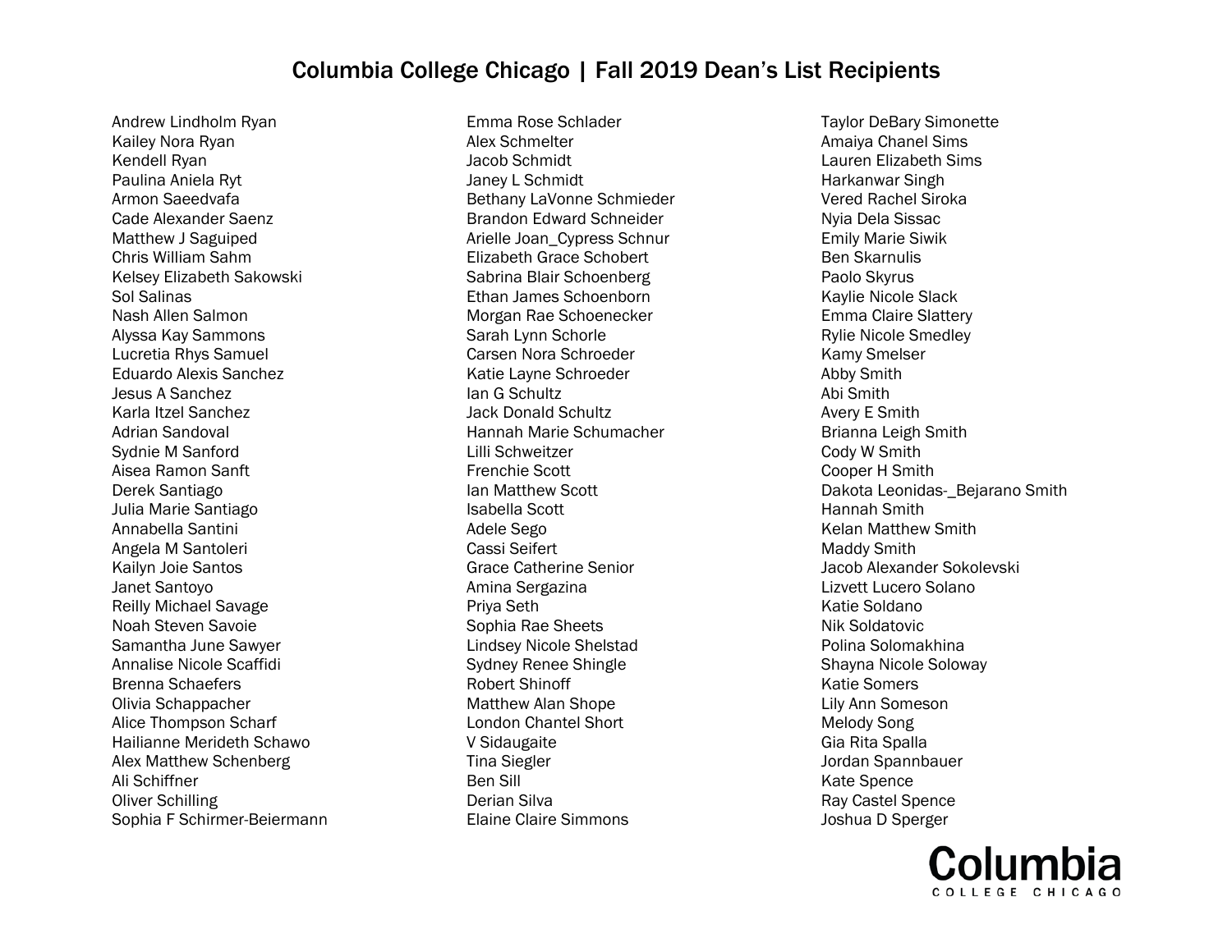# Columbia College Chicago | Fall 2019 Dean's List Recipients

Andrew Lindholm Ryan
Kailey Nora Ryan
Kendell Ryan
Paulina Aniela Ryt
Armon Saeedvafa
Cade Alexander Saenz
Matthew J Saguiped
Chris William Sahm
Kelsey Elizabeth Sakowski
Sol Salinas
Nash Allen Salmon
Alyssa Kay Sammons
Lucretia Rhys Samuel
Eduardo Alexis Sanchez
Jesus A Sanchez
Karla Itzel Sanchez
Adrian Sandoval
Sydnie M Sanford
Aisea Ramon Sanft
Derek Santiago
Julia Marie Santiago
Annabella Santini
Angela M Santoleri
Kailyn Joie Santos
Janet Santoyo
Reilly Michael Savage
Noah Steven Savoie
Samantha June Sawyer
Annalise Nicole Scaffidi
Brenna Schaefers
Olivia Schappacher
Alice Thompson Scharf
Hailianne Merideth Schawo
Alex Matthew Schenberg
Ali Schiffner
Oliver Schilling
Sophia F Schirmer-Beiermann
Emma Rose Schlader
Alex Schmelter
Jacob Schmidt
Janey L Schmidt
Bethany LaVonne Schmieder
Brandon Edward Schneider
Arielle Joan_Cypress Schnur
Elizabeth Grace Schobert
Sabrina Blair Schoenberg
Ethan James Schoenborn
Morgan Rae Schoenecker
Sarah Lynn Schorle
Carsen Nora Schroeder
Katie Layne Schroeder
Ian G Schultz
Jack Donald Schultz
Hannah Marie Schumacher
Lilli Schweitzer
Frenchie Scott
Ian Matthew Scott
Isabella Scott
Adele Sego
Cassi Seifert
Grace Catherine Senior
Amina Sergazina
Priya Seth
Sophia Rae Sheets
Lindsey Nicole Shelstad
Sydney Renee Shingle
Robert Shinoff
Matthew Alan Shope
London Chantel Short
V Sidaugaite
Tina Siegler
Ben Sill
Derian Silva
Elaine Claire Simmons
Taylor DeBary Simonette
Amaiya Chanel Sims
Lauren Elizabeth Sims
Harkanwar Singh
Vered Rachel Siroka
Nyia Dela Sissac
Emily Marie Siwik
Ben Skarnulis
Paolo Skyrus
Kaylie Nicole Slack
Emma Claire Slattery
Rylie Nicole Smedley
Kamy Smelser
Abby Smith
Abi Smith
Avery E Smith
Brianna Leigh Smith
Cody W Smith
Cooper H Smith
Dakota Leonidas-_Bejarano Smith
Hannah Smith
Kelan Matthew Smith
Maddy Smith
Jacob Alexander Sokolevski
Lizvett Lucero Solano
Katie Soldano
Nik Soldatovic
Polina Solomakhina
Shayna Nicole Soloway
Katie Somers
Lily Ann Someson
Melody Song
Gia Rita Spalla
Jordan Spannbauer
Kate Spence
Ray Castel Spence
Joshua D Sperger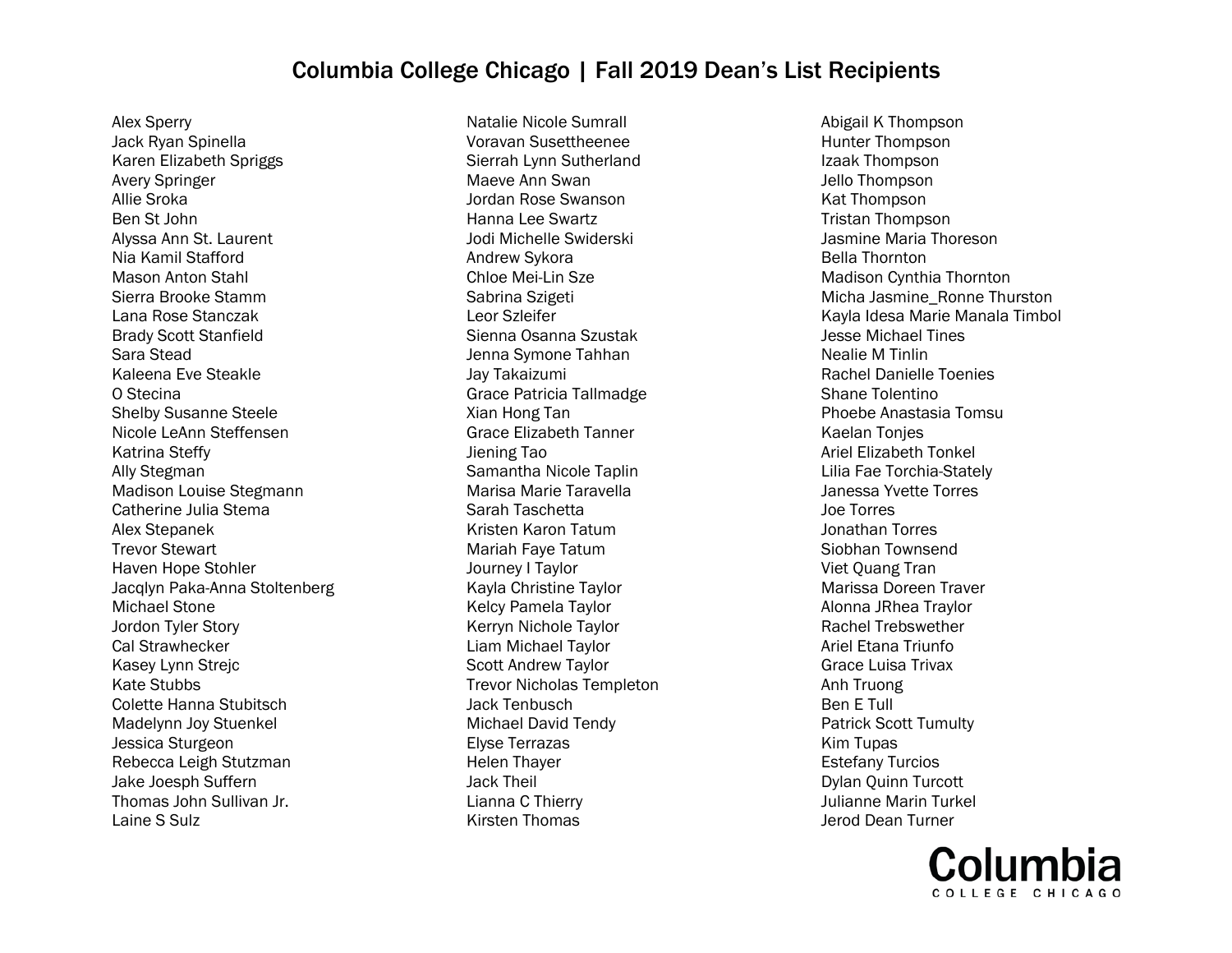# Columbia College Chicago | Fall 2019 Dean's List Recipients

Alex Sperry
Jack Ryan Spinella
Karen Elizabeth Spriggs
Avery Springer
Allie Sroka
Ben St John
Alyssa Ann St. Laurent
Nia Kamil Stafford
Mason Anton Stahl
Sierra Brooke Stamm
Lana Rose Stanczak
Brady Scott Stanfield
Sara Stead
Kaleena Eve Steakle
O Stecina
Shelby Susanne Steele
Nicole LeAnn Steffensen
Katrina Steffy
Ally Stegman
Madison Louise Stegmann
Catherine Julia Stema
Alex Stepanek
Trevor Stewart
Haven Hope Stohler
Jacqlyn Paka-Anna Stoltenberg
Michael Stone
Jordon Tyler Story
Cal Strawhecker
Kasey Lynn Strejc
Kate Stubbs
Colette Hanna Stubitsch
Madelynn Joy Stuenkel
Jessica Sturgeon
Rebecca Leigh Stutzman
Jake Joesph Suffern
Thomas John Sullivan Jr.
Laine S Sulz
Natalie Nicole Sumrall
Voravan Susettheenee
Sierrah Lynn Sutherland
Maeve Ann Swan
Jordan Rose Swanson
Hanna Lee Swartz
Jodi Michelle Swiderski
Andrew Sykora
Chloe Mei-Lin Sze
Sabrina Szigeti
Leor Szleifer
Sienna Osanna Szustak
Jenna Symone Tahhan
Jay Takaizumi
Grace Patricia Tallmadge
Xian Hong Tan
Grace Elizabeth Tanner
Jiening Tao
Samantha Nicole Taplin
Marisa Marie Taravella
Sarah Taschetta
Kristen Karon Tatum
Mariah Faye Tatum
Journey I Taylor
Kayla Christine Taylor
Kelcy Pamela Taylor
Kerryn Nichole Taylor
Liam Michael Taylor
Scott Andrew Taylor
Trevor Nicholas Templeton
Jack Tenbusch
Michael David Tendy
Elyse Terrazas
Helen Thayer
Jack Theil
Lianna C Thierry
Kirsten Thomas
Abigail K Thompson
Hunter Thompson
Izaak Thompson
Jello Thompson
Kat Thompson
Tristan Thompson
Jasmine Maria Thoreson
Bella Thornton
Madison Cynthia Thornton
Micha Jasmine_Ronne Thurston
Kayla Idesa Marie Manala Timbol
Jesse Michael Tines
Nealie M Tinlin
Rachel Danielle Toenies
Shane Tolentino
Phoebe Anastasia Tomsu
Kaelan Tonjes
Ariel Elizabeth Tonkel
Lilia Fae Torchia-Stately
Janessa Yvette Torres
Joe Torres
Jonathan Torres
Siobhan Townsend
Viet Quang Tran
Marissa Doreen Traver
Alonna JRhea Traylor
Rachel Trebswether
Ariel Etana Triunfo
Grace Luisa Trivax
Anh Truong
Ben E Tull
Patrick Scott Tumulty
Kim Tupas
Estefany Turcios
Dylan Quinn Turcott
Julianne Marin Turkel
Jerod Dean Turner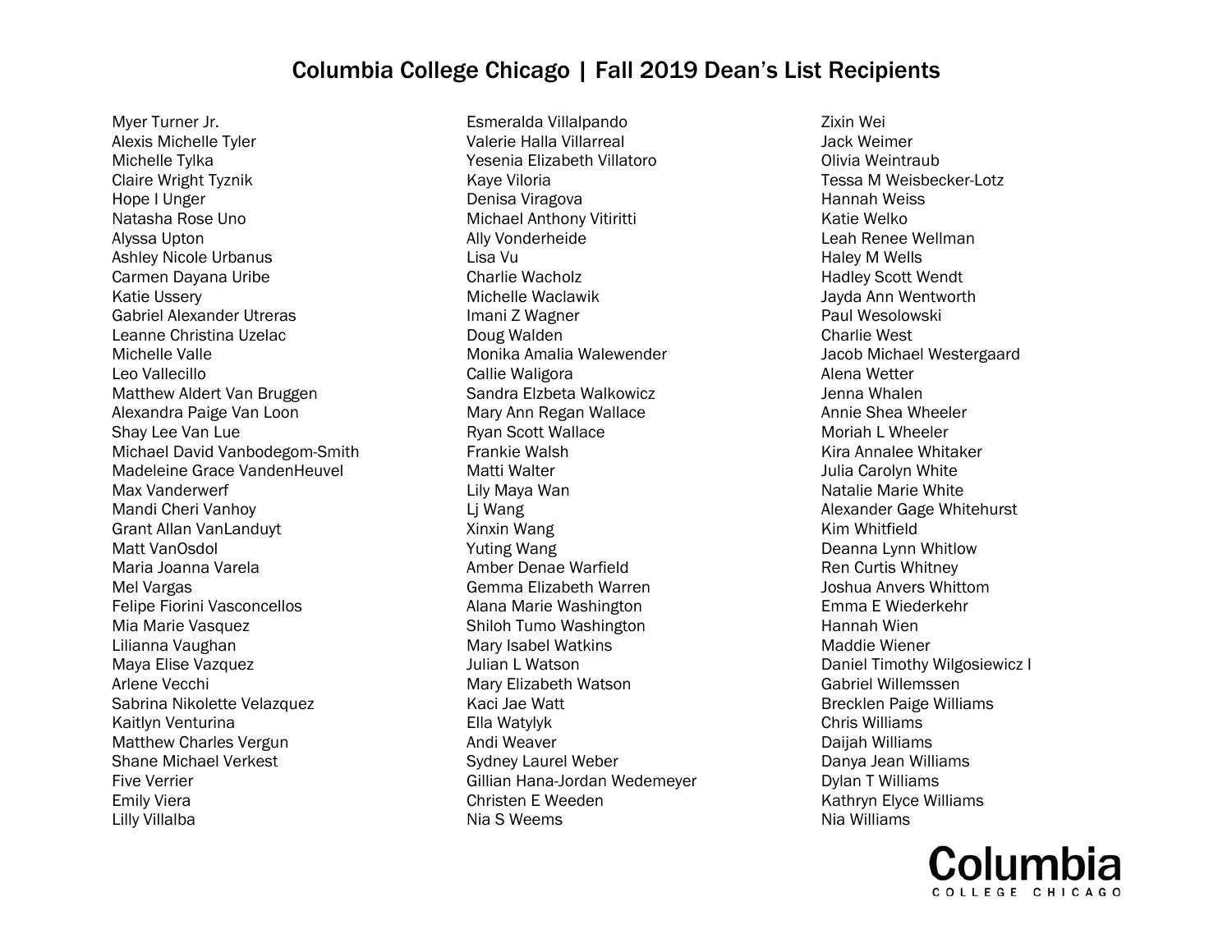# Columbia College Chicago | Fall 2019 Dean's List Recipients

Myer Turner Jr.
Alexis Michelle Tyler
Michelle Tylka
Claire Wright Tyznik
Hope I Unger
Natasha Rose Uno
Alyssa Upton
Ashley Nicole Urbanus
Carmen Dayana Uribe
Katie Ussery
Gabriel Alexander Utreras
Leanne Christina Uzelac
Michelle Valle
Leo Vallecillo
Matthew Aldert Van Bruggen
Alexandra Paige Van Loon
Shay Lee Van Lue
Michael David Vanbodegom-Smith
Madeleine Grace VandenHeuvel
Max Vanderwerf
Mandi Cheri Vanhoy
Grant Allan VanLanduyt
Matt VanOsdol
Maria Joanna Varela
Mel Vargas
Felipe Fiorini Vasconcellos
Mia Marie Vasquez
Lilianna Vaughan
Maya Elise Vazquez
Arlene Vecchi
Sabrina Nikolette Velazquez
Kaitlyn Venturina
Matthew Charles Vergun
Shane Michael Verkest
Five Verrier
Emily Viera
Lilly Villalba
Esmeralda Villalpando
Valerie Halla Villarreal
Yesenia Elizabeth Villatoro
Kaye Viloria
Denisa Viragova
Michael Anthony Vitiritti
Ally Vonderheide
Lisa Vu
Charlie Wacholz
Michelle Waclawik
Imani Z Wagner
Doug Walden
Monika Amalia Walewender
Callie Waligora
Sandra Elzbeta Walkowicz
Mary Ann Regan Wallace
Ryan Scott Wallace
Frankie Walsh
Matti Walter
Lily Maya Wan
Lj Wang
Xinxin Wang
Yuting Wang
Amber Denae Warfield
Gemma Elizabeth Warren
Alana Marie Washington
Shiloh Tumo Washington
Mary Isabel Watkins
Julian L Watson
Mary Elizabeth Watson
Kaci Jae Watt
Ella Watylyk
Andi Weaver
Sydney Laurel Weber
Gillian Hana-Jordan Wedemeyer
Christen E Weeden
Nia S Weems
Zixin Wei
Jack Weimer
Olivia Weintraub
Tessa M Weisbecker-Lotz
Hannah Weiss
Katie Welko
Leah Renee Wellman
Haley M Wells
Hadley Scott Wendt
Jayda Ann Wentworth
Paul Wesolowski
Charlie West
Jacob Michael Westergaard
Alena Wetter
Jenna Whalen
Annie Shea Wheeler
Moriah L Wheeler
Kira Annalee Whitaker
Julia Carolyn White
Natalie Marie White
Alexander Gage Whitehurst
Kim Whitfield
Deanna Lynn Whitlow
Ren Curtis Whitney
Joshua Anvers Whittom
Emma E Wiederkehr
Hannah Wien
Maddie Wiener
Daniel Timothy Wilgosiewicz I
Gabriel Willemssen
Brecklen Paige Williams
Chris Williams
Daijah Williams
Danya Jean Williams
Dylan T Williams
Kathryn Elyce Williams
Nia Williams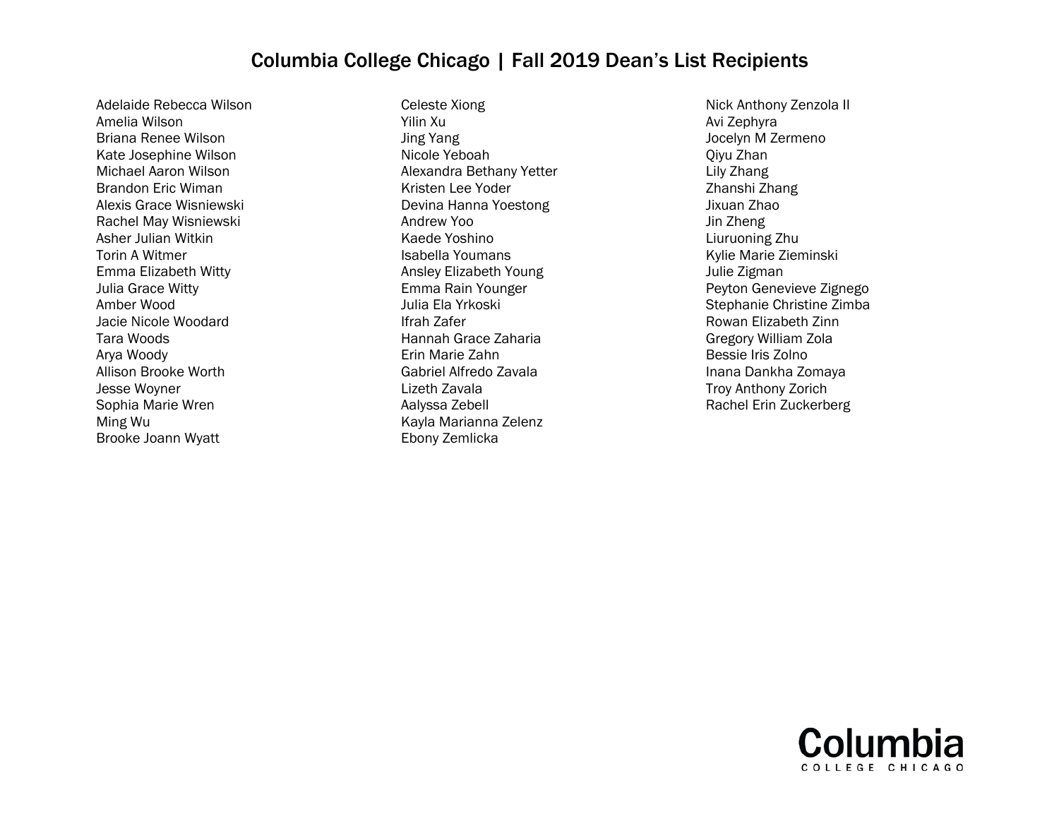# Columbia College Chicago | Fall 2019 Dean's List Recipients

Adelaide Rebecca Wilson
Amelia Wilson
Briana Renee Wilson
Kate Josephine Wilson
Michael Aaron Wilson
Brandon Eric Wiman
Alexis Grace Wisniewski
Rachel May Wisniewski
Asher Julian Witkin
Torin A Witmer
Emma Elizabeth Witty
Julia Grace Witty
Amber Wood
Jacie Nicole Woodard
Tara Woods
Arya Woody
Allison Brooke Worth
Jesse Woyner
Sophia Marie Wren
Ming Wu
Brooke Joann Wyatt
Celeste Xiong
Yilin Xu
Jing Yang
Nicole Yeboah
Alexandra Bethany Yetter
Kristen Lee Yoder
Devina Hanna Yoestong
Andrew Yoo
Kaede Yoshino
Isabella Youmans
Ansley Elizabeth Young
Emma Rain Younger
Julia Ela Yrkoski
Ifrah Zafer
Hannah Grace Zaharia
Erin Marie Zahn
Gabriel Alfredo Zavala
Lizeth Zavala
Aalyssa Zebell
Kayla Marianna Zelenz
Ebony Zemlicka
Nick Anthony Zenzola II
Avi Zephyra
Jocelyn M Zermeno
Qiyu Zhan
Lily Zhang
Zhanshi Zhang
Jixuan Zhao
Jin Zheng
Liuruoning Zhu
Kylie Marie Zieminski
Julie Zigman
Peyton Genevieve Zignego
Stephanie Christine Zimba
Rowan Elizabeth Zinn
Gregory William Zola
Bessie Iris Zolno
Inana Dankha Zomaya
Troy Anthony Zorich
Rachel Erin Zuckerberg